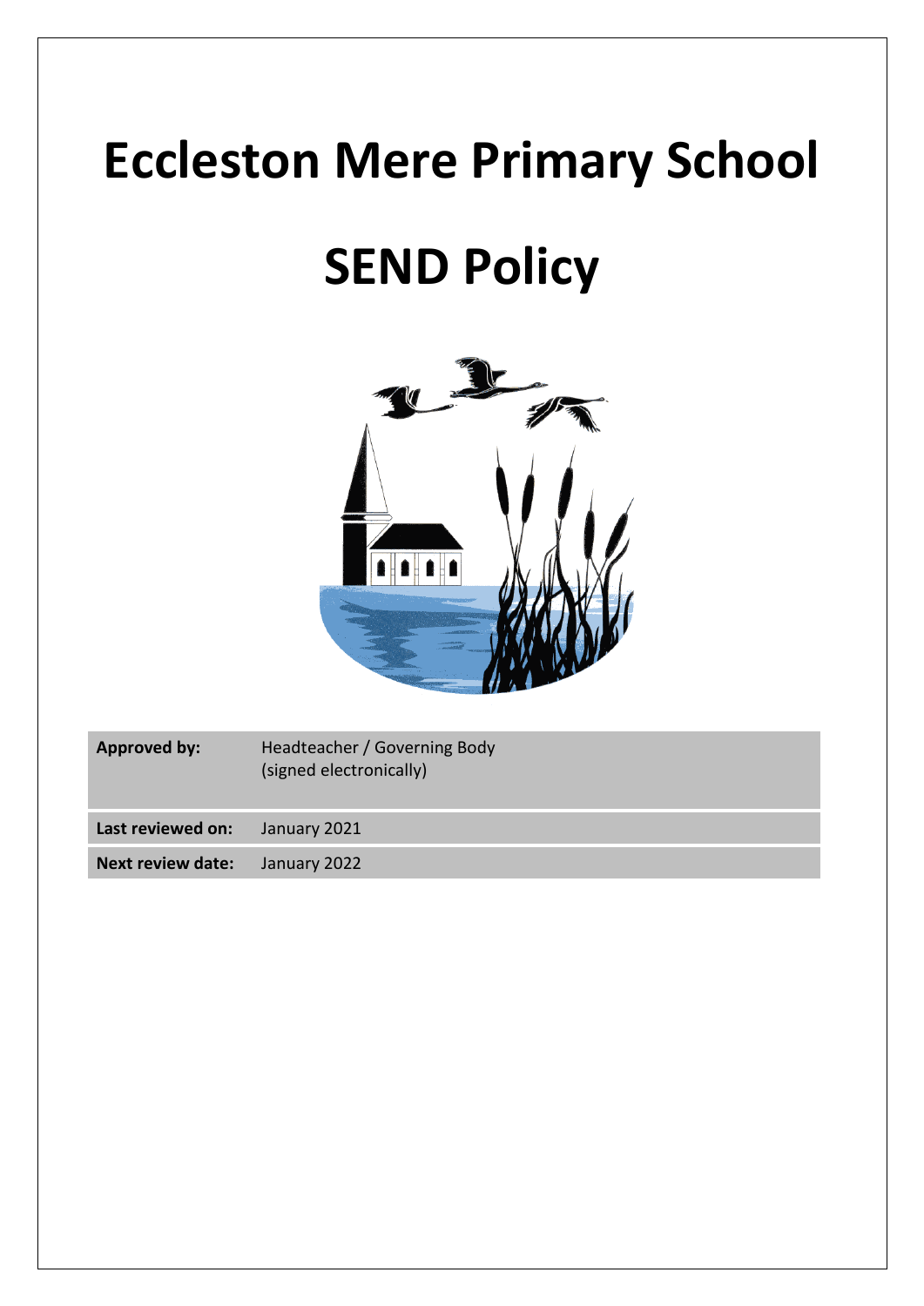# Eccleston Mere Primary School

# SEND Policy

| **Approved by:** | Headteacher / Governing Body (signed electronically) |
| --- | --- |
| **Last reviewed on:** | January 2021 |
| **Next review date:** | January 2022 |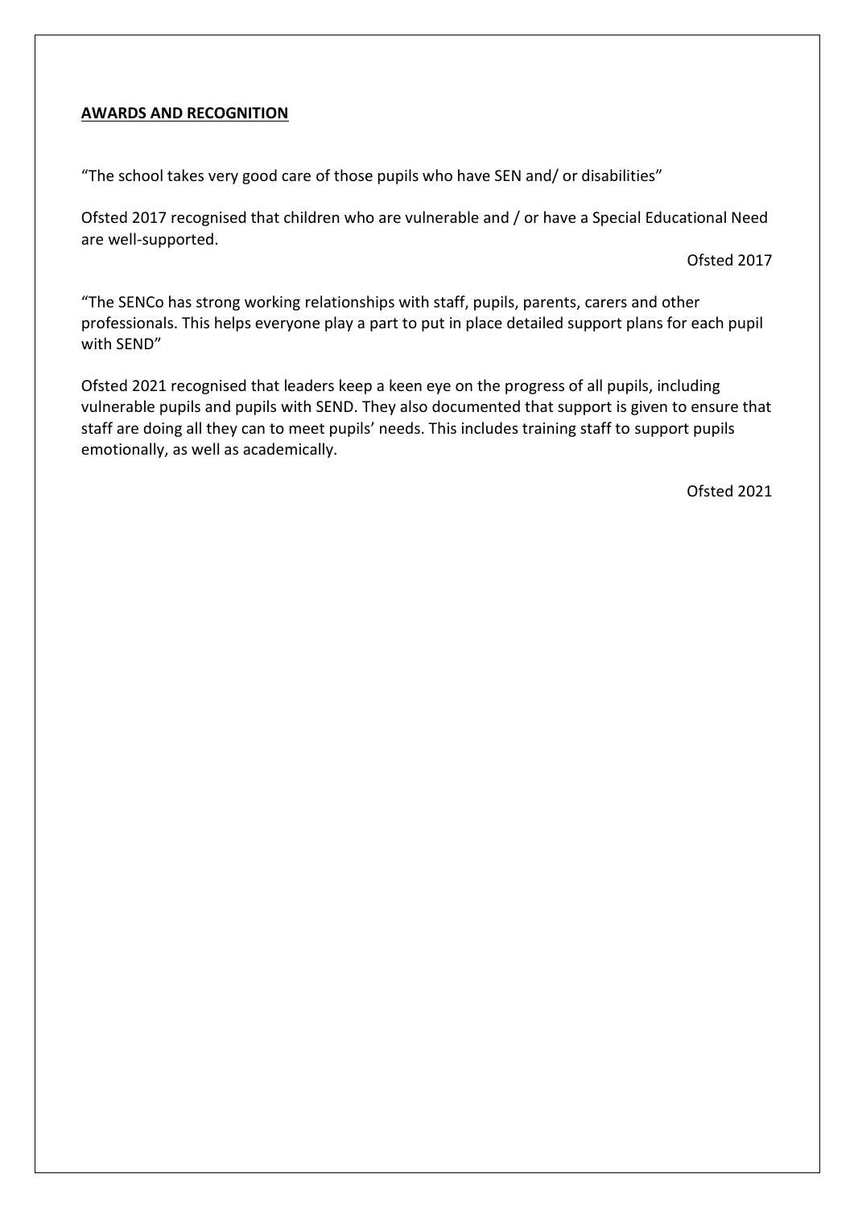## **AWARDS AND RECOGNITION**

"The school takes very good care of those pupils who have SEN and/ or disabilities"

Ofsted 2017 recognised that children who are vulnerable and / or have a Special Educational Need are well-supported.

Ofsted 2017

"The SENCo has strong working relationships with staff, pupils, parents, carers and other professionals. This helps everyone play a part to put in place detailed support plans for each pupil with SEND"

Ofsted 2021 recognised that leaders keep a keen eye on the progress of all pupils, including vulnerable pupils and pupils with SEND. They also documented that support is given to ensure that staff are doing all they can to meet pupils' needs. This includes training staff to support pupils emotionally, as well as academically.

Ofsted 2021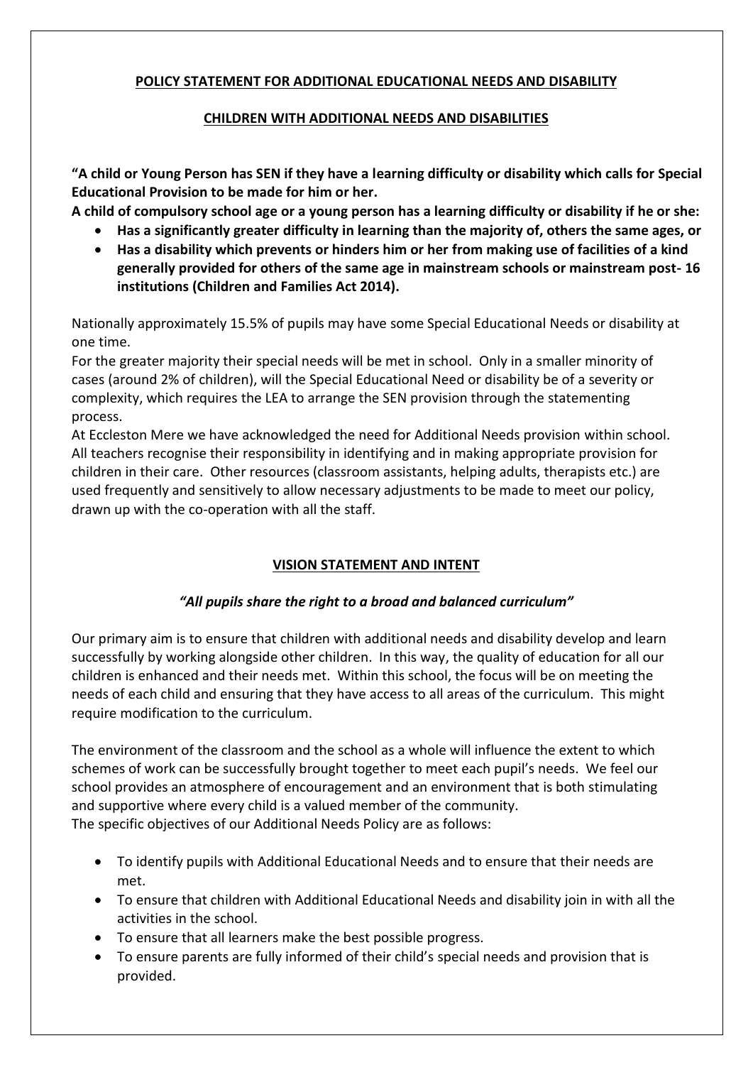## POLICY STATEMENT FOR ADDITIONAL EDUCATIONAL NEEDS AND DISABILITY

## CHILDREN WITH ADDITIONAL NEEDS AND DISABILITIES

**"A child or Young Person has SEN if they have a learning difficulty or disability which calls for Special Educational Provision to be made for him or her.**

**A child of compulsory school age or a young person has a learning difficulty or disability if he or she:**

- **Has a significantly greater difficulty in learning than the majority of, others the same ages, or**
- **Has a disability which prevents or hinders him or her from making use of facilities of a kind generally provided for others of the same age in mainstream schools or mainstream post- 16 institutions (Children and Families Act 2014).**

Nationally approximately 15.5% of pupils may have some Special Educational Needs or disability at one time.

For the greater majority their special needs will be met in school. Only in a smaller minority of cases (around 2% of children), will the Special Educational Need or disability be of a severity or complexity, which requires the LEA to arrange the SEN provision through the statementing process.

At Eccleston Mere we have acknowledged the need for Additional Needs provision within school. All teachers recognise their responsibility in identifying and in making appropriate provision for children in their care. Other resources (classroom assistants, helping adults, therapists etc.) are used frequently and sensitively to allow necessary adjustments to be made to meet our policy, drawn up with the co-operation with all the staff.

## VISION STATEMENT AND INTENT

***"All pupils share the right to a broad and balanced curriculum"***

Our primary aim is to ensure that children with additional needs and disability develop and learn successfully by working alongside other children. In this way, the quality of education for all our children is enhanced and their needs met. Within this school, the focus will be on meeting the needs of each child and ensuring that they have access to all areas of the curriculum. This might require modification to the curriculum.

The environment of the classroom and the school as a whole will influence the extent to which schemes of work can be successfully brought together to meet each pupil's needs. We feel our school provides an atmosphere of encouragement and an environment that is both stimulating and supportive where every child is a valued member of the community.

The specific objectives of our Additional Needs Policy are as follows:

- To identify pupils with Additional Educational Needs and to ensure that their needs are met.
- To ensure that children with Additional Educational Needs and disability join in with all the activities in the school.
- To ensure that all learners make the best possible progress.
- To ensure parents are fully informed of their child's special needs and provision that is provided.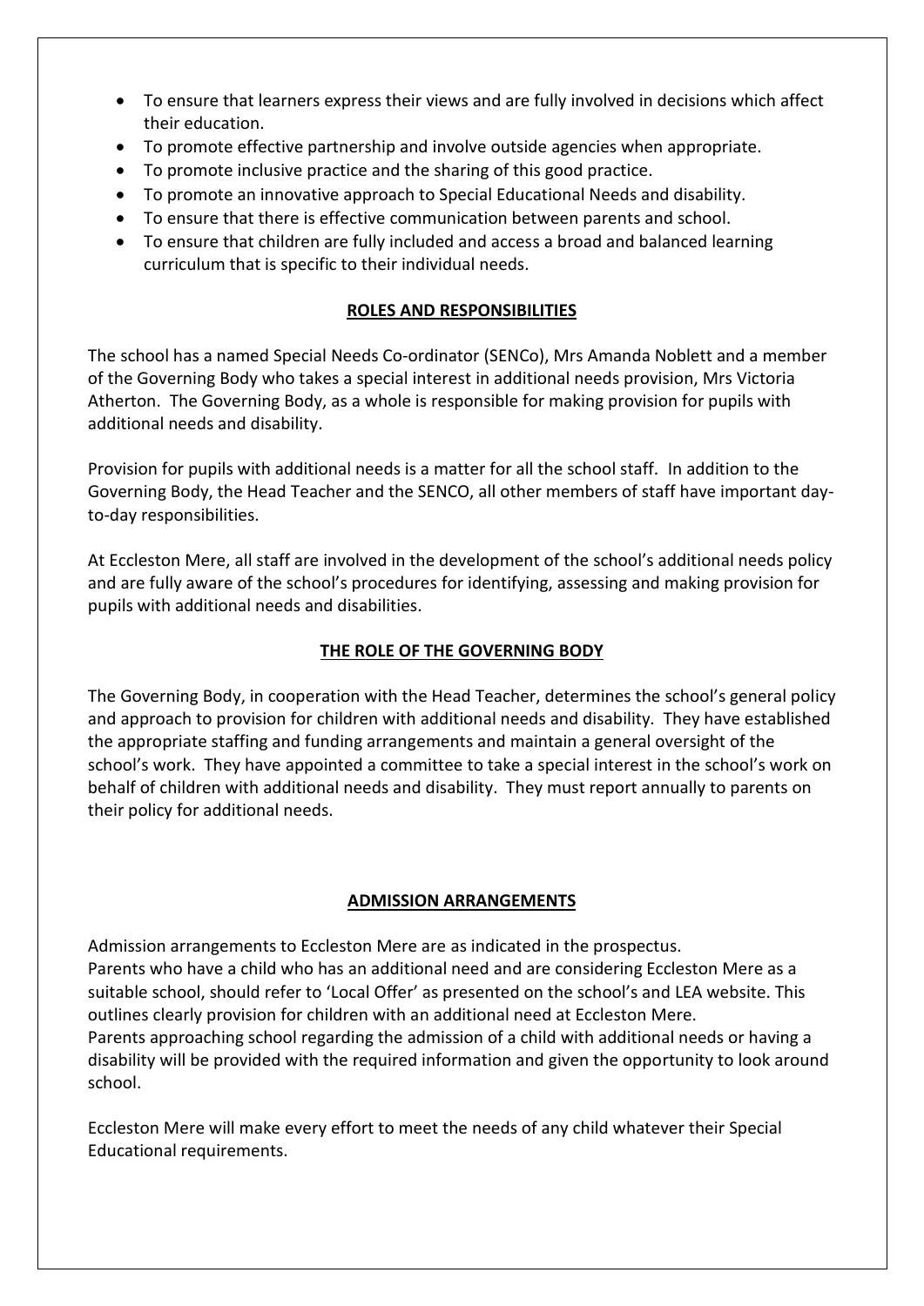- To ensure that learners express their views and are fully involved in decisions which affect their education.
- To promote effective partnership and involve outside agencies when appropriate.
- To promote inclusive practice and the sharing of this good practice.
- To promote an innovative approach to Special Educational Needs and disability.
- To ensure that there is effective communication between parents and school.
- To ensure that children are fully included and access a broad and balanced learning curriculum that is specific to their individual needs.

## ROLES AND RESPONSIBILITIES

The school has a named Special Needs Co-ordinator (SENCo), Mrs Amanda Noblett and a member of the Governing Body who takes a special interest in additional needs provision, Mrs Victoria Atherton. The Governing Body, as a whole is responsible for making provision for pupils with additional needs and disability.

Provision for pupils with additional needs is a matter for all the school staff. In addition to the Governing Body, the Head Teacher and the SENCO, all other members of staff have important day-to-day responsibilities.

At Eccleston Mere, all staff are involved in the development of the school's additional needs policy and are fully aware of the school's procedures for identifying, assessing and making provision for pupils with additional needs and disabilities.

## THE ROLE OF THE GOVERNING BODY

The Governing Body, in cooperation with the Head Teacher, determines the school's general policy and approach to provision for children with additional needs and disability. They have established the appropriate staffing and funding arrangements and maintain a general oversight of the school's work. They have appointed a committee to take a special interest in the school's work on behalf of children with additional needs and disability. They must report annually to parents on their policy for additional needs.

## ADMISSION ARRANGEMENTS

Admission arrangements to Eccleston Mere are as indicated in the prospectus.
Parents who have a child who has an additional need and are considering Eccleston Mere as a suitable school, should refer to 'Local Offer' as presented on the school's and LEA website. This outlines clearly provision for children with an additional need at Eccleston Mere.
Parents approaching school regarding the admission of a child with additional needs or having a disability will be provided with the required information and given the opportunity to look around school.

Eccleston Mere will make every effort to meet the needs of any child whatever their Special Educational requirements.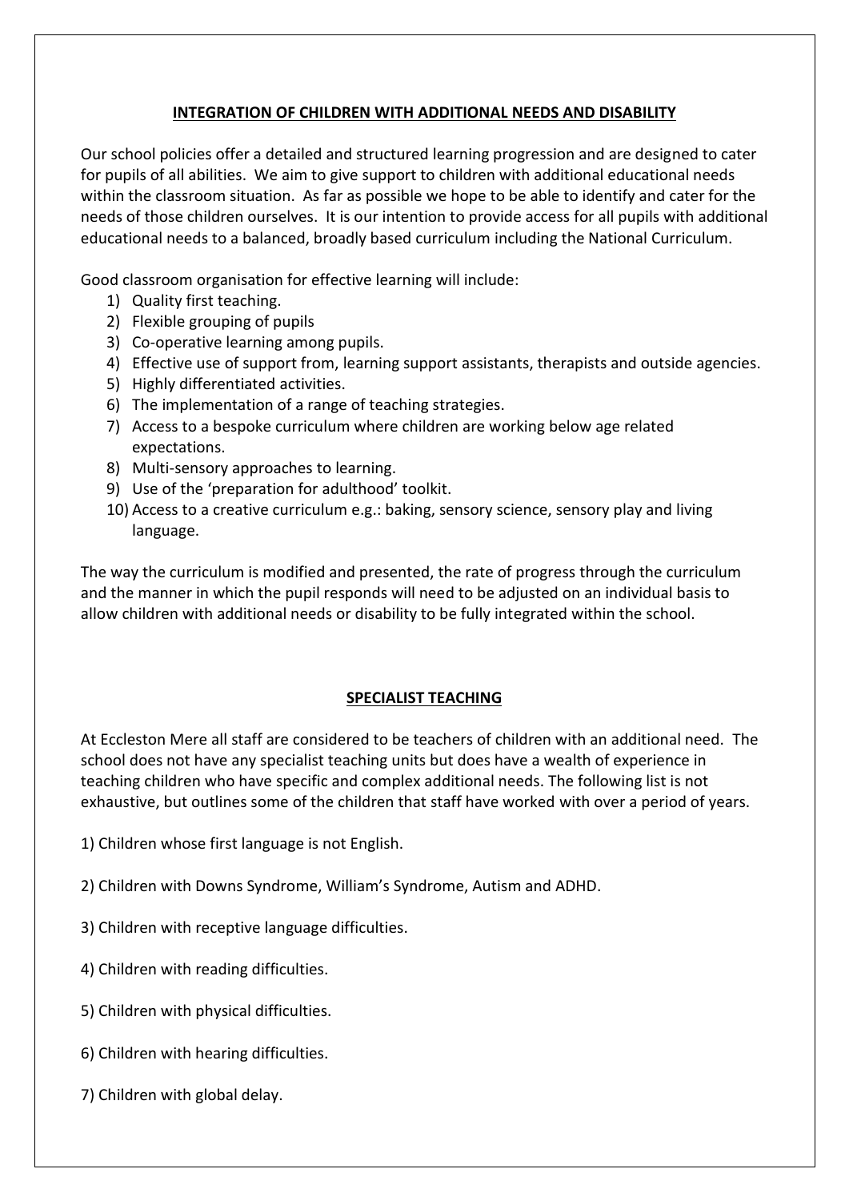## INTEGRATION OF CHILDREN WITH ADDITIONAL NEEDS AND DISABILITY

Our school policies offer a detailed and structured learning progression and are designed to cater for pupils of all abilities. We aim to give support to children with additional educational needs within the classroom situation. As far as possible we hope to be able to identify and cater for the needs of those children ourselves. It is our intention to provide access for all pupils with additional educational needs to a balanced, broadly based curriculum including the National Curriculum.

Good classroom organisation for effective learning will include:

1) Quality first teaching.
2) Flexible grouping of pupils
3) Co-operative learning among pupils.
4) Effective use of support from, learning support assistants, therapists and outside agencies.
5) Highly differentiated activities.
6) The implementation of a range of teaching strategies.
7) Access to a bespoke curriculum where children are working below age related expectations.
8) Multi-sensory approaches to learning.
9) Use of the 'preparation for adulthood' toolkit.
10) Access to a creative curriculum e.g.: baking, sensory science, sensory play and living language.

The way the curriculum is modified and presented, the rate of progress through the curriculum and the manner in which the pupil responds will need to be adjusted on an individual basis to allow children with additional needs or disability to be fully integrated within the school.

## SPECIALIST TEACHING

At Eccleston Mere all staff are considered to be teachers of children with an additional need. The school does not have any specialist teaching units but does have a wealth of experience in teaching children who have specific and complex additional needs. The following list is not exhaustive, but outlines some of the children that staff have worked with over a period of years.

1) Children whose first language is not English.

2) Children with Downs Syndrome, William's Syndrome, Autism and ADHD.

3) Children with receptive language difficulties.

4) Children with reading difficulties.

5) Children with physical difficulties.

6) Children with hearing difficulties.

7) Children with global delay.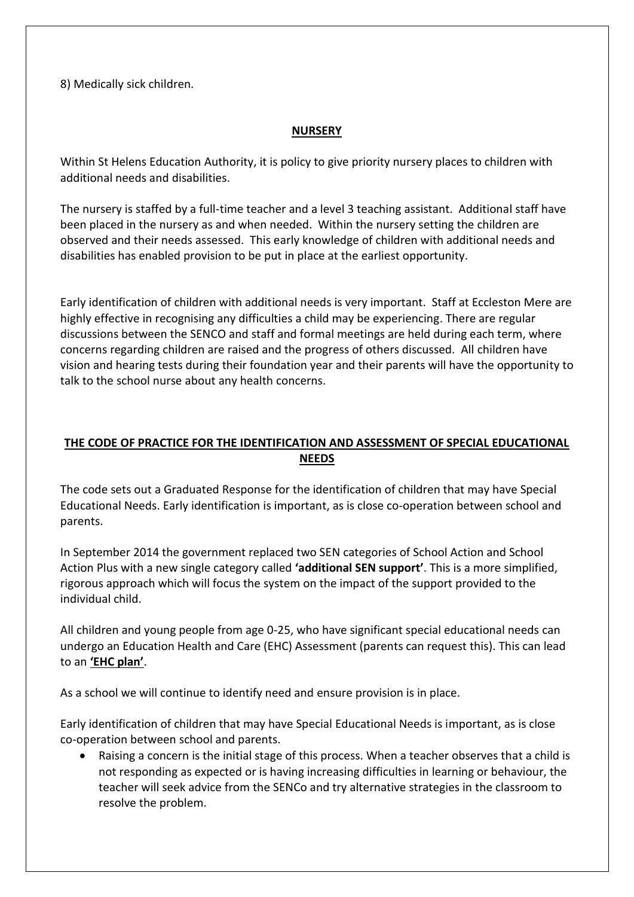8) Medically sick children.

## NURSERY

Within St Helens Education Authority, it is policy to give priority nursery places to children with additional needs and disabilities.

The nursery is staffed by a full-time teacher and a level 3 teaching assistant. Additional staff have been placed in the nursery as and when needed. Within the nursery setting the children are observed and their needs assessed. This early knowledge of children with additional needs and disabilities has enabled provision to be put in place at the earliest opportunity.

Early identification of children with additional needs is very important. Staff at Eccleston Mere are highly effective in recognising any difficulties a child may be experiencing. There are regular discussions between the SENCO and staff and formal meetings are held during each term, where concerns regarding children are raised and the progress of others discussed. All children have vision and hearing tests during their foundation year and their parents will have the opportunity to talk to the school nurse about any health concerns.

## THE CODE OF PRACTICE FOR THE IDENTIFICATION AND ASSESSMENT OF SPECIAL EDUCATIONAL NEEDS

The code sets out a Graduated Response for the identification of children that may have Special Educational Needs. Early identification is important, as is close co-operation between school and parents.

In September 2014 the government replaced two SEN categories of School Action and School Action Plus with a new single category called **'additional SEN support'**. This is a more simplified, rigorous approach which will focus the system on the impact of the support provided to the individual child.

All children and young people from age 0-25, who have significant special educational needs can undergo an Education Health and Care (EHC) Assessment (parents can request this). This can lead to an **'EHC plan'**.

As a school we will continue to identify need and ensure provision is in place.

Early identification of children that may have Special Educational Needs is important, as is close co-operation between school and parents.

- Raising a concern is the initial stage of this process. When a teacher observes that a child is not responding as expected or is having increasing difficulties in learning or behaviour, the teacher will seek advice from the SENCo and try alternative strategies in the classroom to resolve the problem.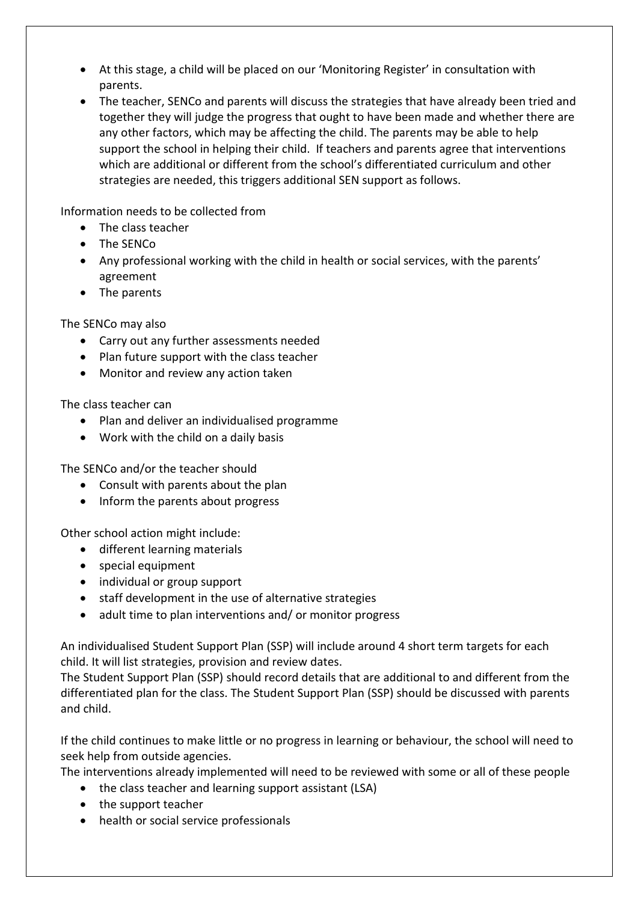- At this stage, a child will be placed on our 'Monitoring Register' in consultation with parents.
- The teacher, SENCo and parents will discuss the strategies that have already been tried and together they will judge the progress that ought to have been made and whether there are any other factors, which may be affecting the child. The parents may be able to help support the school in helping their child. If teachers and parents agree that interventions which are additional or different from the school's differentiated curriculum and other strategies are needed, this triggers additional SEN support as follows.

Information needs to be collected from

- The class teacher
- The SENCo
- Any professional working with the child in health or social services, with the parents' agreement
- The parents

The SENCo may also

- Carry out any further assessments needed
- Plan future support with the class teacher
- Monitor and review any action taken

The class teacher can

- Plan and deliver an individualised programme
- Work with the child on a daily basis

The SENCo and/or the teacher should

- Consult with parents about the plan
- Inform the parents about progress

Other school action might include:

- different learning materials
- special equipment
- individual or group support
- staff development in the use of alternative strategies
- adult time to plan interventions and/ or monitor progress

An individualised Student Support Plan (SSP) will include around 4 short term targets for each child. It will list strategies, provision and review dates.
The Student Support Plan (SSP) should record details that are additional to and different from the differentiated plan for the class. The Student Support Plan (SSP) should be discussed with parents and child.

If the child continues to make little or no progress in learning or behaviour, the school will need to seek help from outside agencies.
The interventions already implemented will need to be reviewed with some or all of these people

- the class teacher and learning support assistant (LSA)
- the support teacher
- health or social service professionals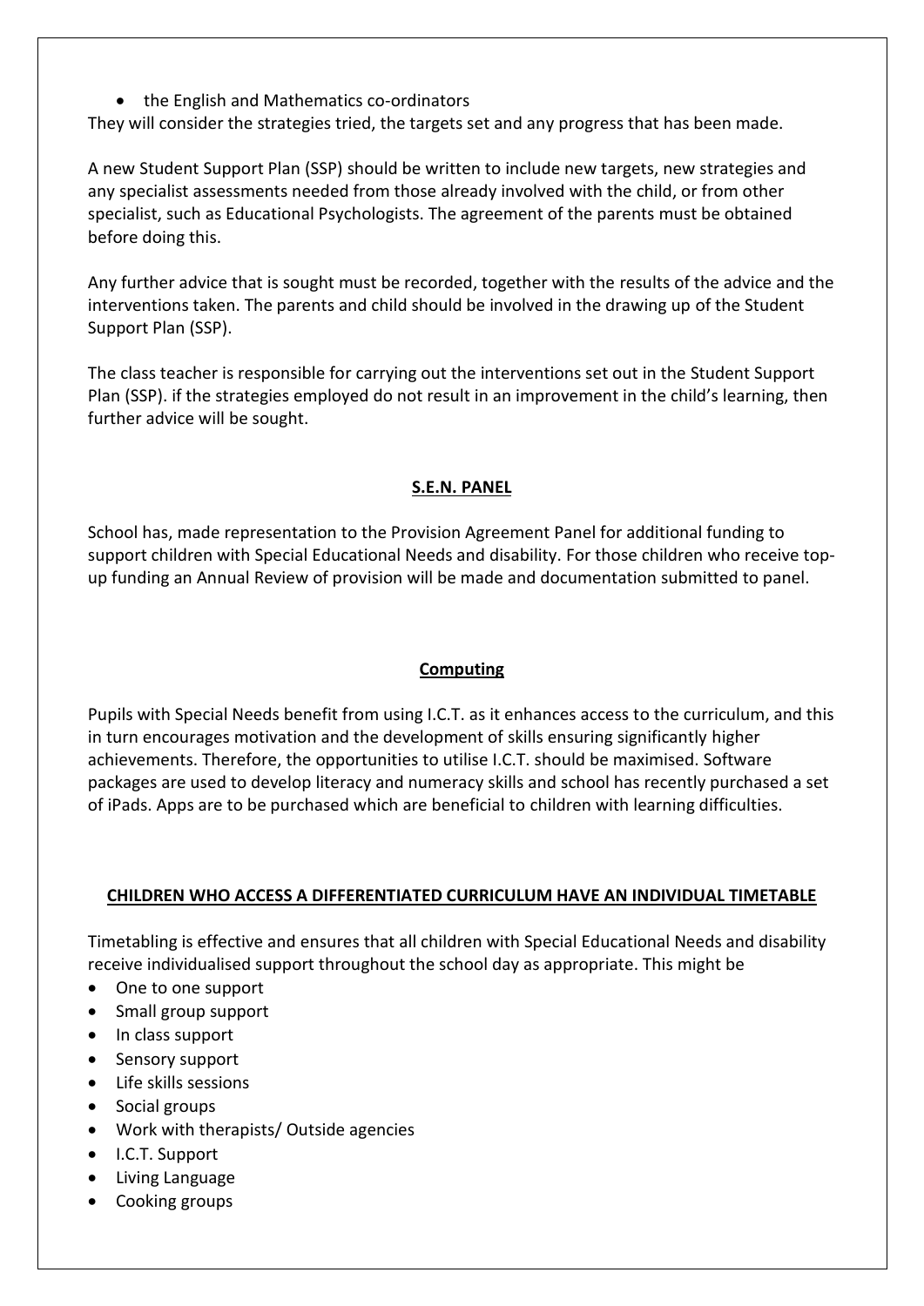- the English and Mathematics co-ordinators

They will consider the strategies tried, the targets set and any progress that has been made.

A new Student Support Plan (SSP) should be written to include new targets, new strategies and any specialist assessments needed from those already involved with the child, or from other specialist, such as Educational Psychologists. The agreement of the parents must be obtained before doing this.

Any further advice that is sought must be recorded, together with the results of the advice and the interventions taken. The parents and child should be involved in the drawing up of the Student Support Plan (SSP).

The class teacher is responsible for carrying out the interventions set out in the Student Support Plan (SSP). if the strategies employed do not result in an improvement in the child's learning, then further advice will be sought.

## S.E.N. PANEL

School has, made representation to the Provision Agreement Panel for additional funding to support children with Special Educational Needs and disability. For those children who receive top-up funding an Annual Review of provision will be made and documentation submitted to panel.

## Computing

Pupils with Special Needs benefit from using I.C.T. as it enhances access to the curriculum, and this in turn encourages motivation and the development of skills ensuring significantly higher achievements. Therefore, the opportunities to utilise I.C.T. should be maximised. Software packages are used to develop literacy and numeracy skills and school has recently purchased a set of iPads. Apps are to be purchased which are beneficial to children with learning difficulties.

## CHILDREN WHO ACCESS A DIFFERENTIATED CURRICULUM HAVE AN INDIVIDUAL TIMETABLE

Timetabling is effective and ensures that all children with Special Educational Needs and disability receive individualised support throughout the school day as appropriate. This might be

- One to one support
- Small group support
- In class support
- Sensory support
- Life skills sessions
- Social groups
- Work with therapists/ Outside agencies
- I.C.T. Support
- Living Language
- Cooking groups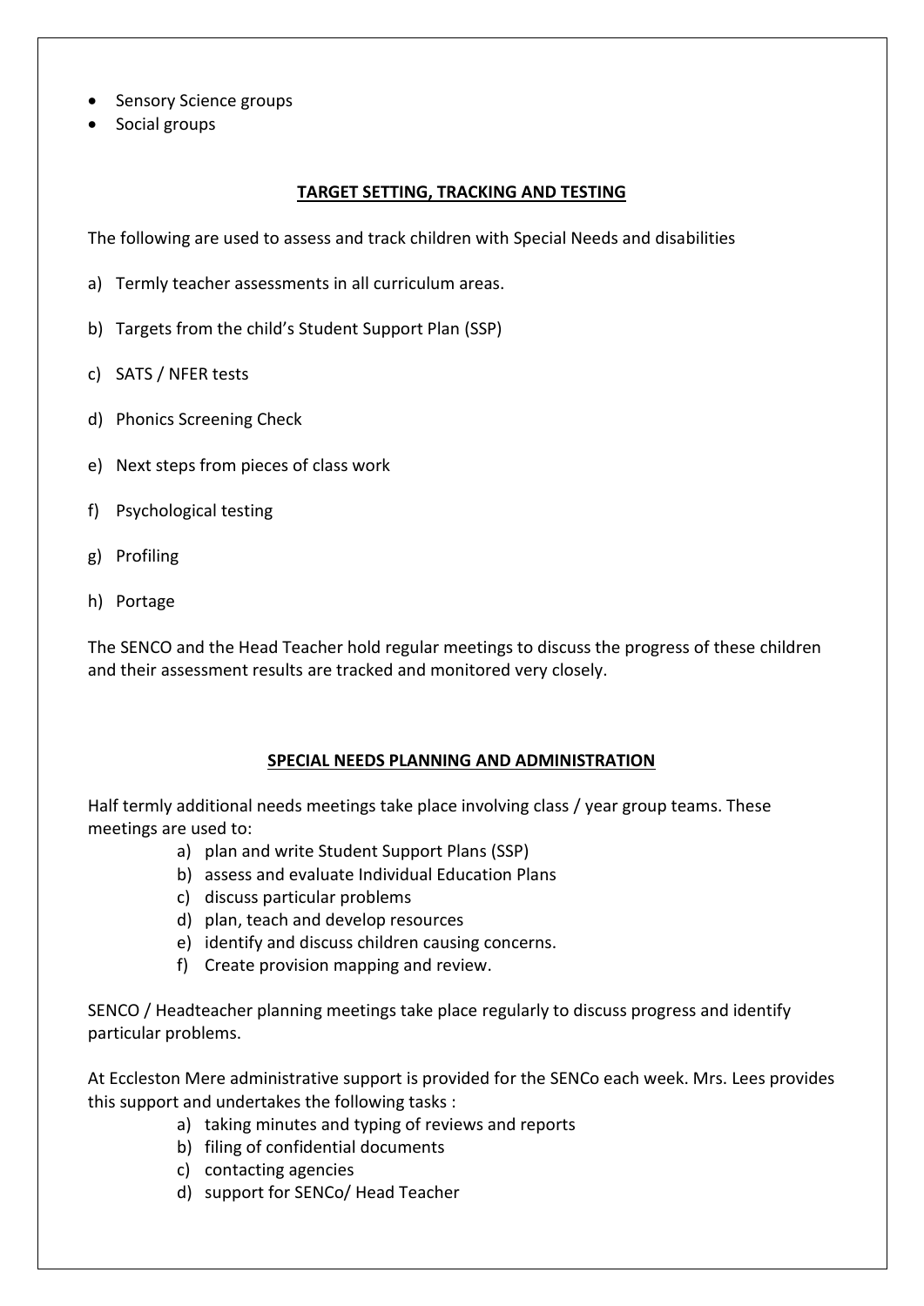- Sensory Science groups
- Social groups

## TARGET SETTING, TRACKING AND TESTING

The following are used to assess and track children with Special Needs and disabilities

a) Termly teacher assessments in all curriculum areas.

b) Targets from the child's Student Support Plan (SSP)

c) SATS / NFER tests

d) Phonics Screening Check

e) Next steps from pieces of class work

f) Psychological testing

g) Profiling

h) Portage

The SENCO and the Head Teacher hold regular meetings to discuss the progress of these children and their assessment results are tracked and monitored very closely.

## SPECIAL NEEDS PLANNING AND ADMINISTRATION

Half termly additional needs meetings take place involving class / year group teams. These meetings are used to:

a) plan and write Student Support Plans (SSP)
b) assess and evaluate Individual Education Plans
c) discuss particular problems
d) plan, teach and develop resources
e) identify and discuss children causing concerns.
f) Create provision mapping and review.

SENCO / Headteacher planning meetings take place regularly to discuss progress and identify particular problems.

At Eccleston Mere administrative support is provided for the SENCo each week. Mrs. Lees provides this support and undertakes the following tasks :

a) taking minutes and typing of reviews and reports
b) filing of confidential documents
c) contacting agencies
d) support for SENCo/ Head Teacher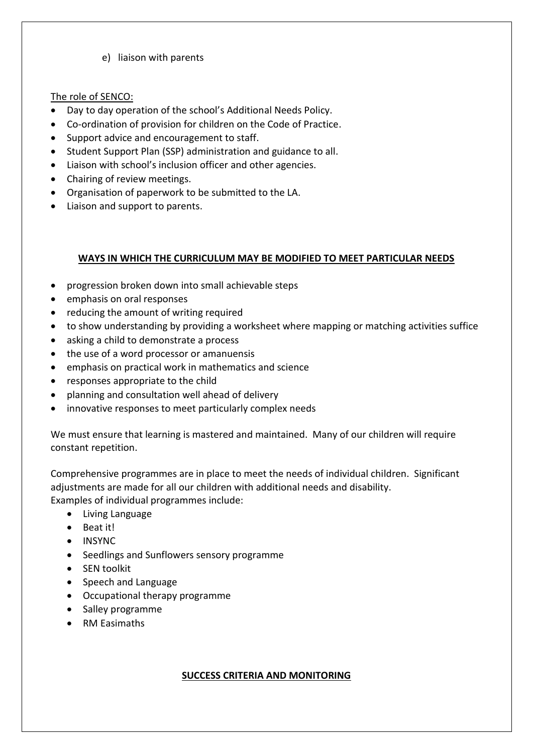e) liaison with parents

The role of SENCO:

- Day to day operation of the school's Additional Needs Policy.
- Co-ordination of provision for children on the Code of Practice.
- Support advice and encouragement to staff.
- Student Support Plan (SSP) administration and guidance to all.
- Liaison with school's inclusion officer and other agencies.
- Chairing of review meetings.
- Organisation of paperwork to be submitted to the LA.
- Liaison and support to parents.

## WAYS IN WHICH THE CURRICULUM MAY BE MODIFIED TO MEET PARTICULAR NEEDS

- progression broken down into small achievable steps
- emphasis on oral responses
- reducing the amount of writing required
- to show understanding by providing a worksheet where mapping or matching activities suffice
- asking a child to demonstrate a process
- the use of a word processor or amanuensis
- emphasis on practical work in mathematics and science
- responses appropriate to the child
- planning and consultation well ahead of delivery
- innovative responses to meet particularly complex needs

We must ensure that learning is mastered and maintained. Many of our children will require constant repetition.

Comprehensive programmes are in place to meet the needs of individual children. Significant adjustments are made for all our children with additional needs and disability.
Examples of individual programmes include:

- Living Language
- Beat it!
- INSYNC
- Seedlings and Sunflowers sensory programme
- SEN toolkit
- Speech and Language
- Occupational therapy programme
- Salley programme
- RM Easimaths

## SUCCESS CRITERIA AND MONITORING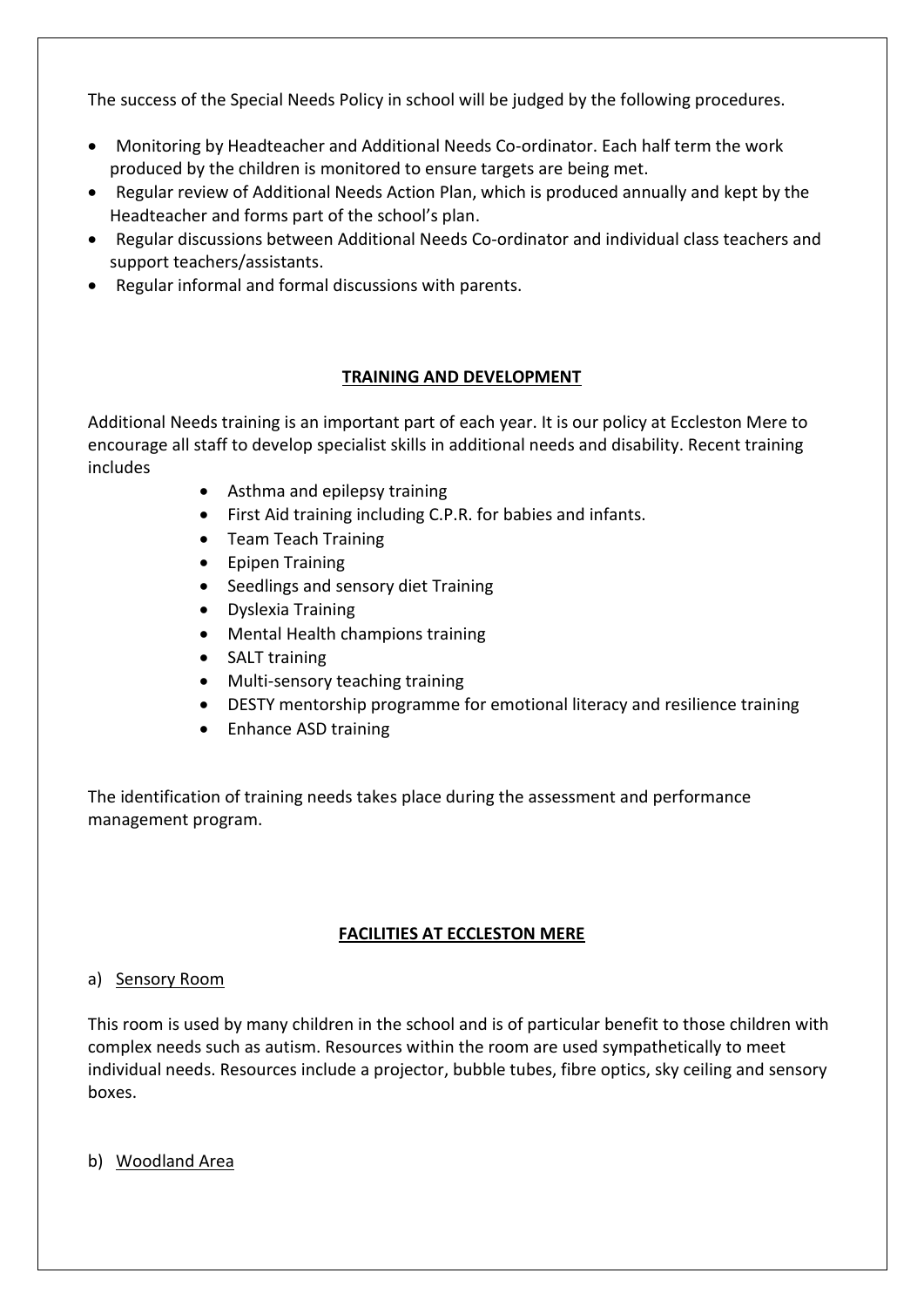The success of the Special Needs Policy in school will be judged by the following procedures.

- Monitoring by Headteacher and Additional Needs Co-ordinator. Each half term the work produced by the children is monitored to ensure targets are being met.
- Regular review of Additional Needs Action Plan, which is produced annually and kept by the Headteacher and forms part of the school's plan.
- Regular discussions between Additional Needs Co-ordinator and individual class teachers and support teachers/assistants.
- Regular informal and formal discussions with parents.

## TRAINING AND DEVELOPMENT

Additional Needs training is an important part of each year. It is our policy at Eccleston Mere to encourage all staff to develop specialist skills in additional needs and disability. Recent training includes

- Asthma and epilepsy training
- First Aid training including C.P.R. for babies and infants.
- Team Teach Training
- Epipen Training
- Seedlings and sensory diet Training
- Dyslexia Training
- Mental Health champions training
- SALT training
- Multi-sensory teaching training
- DESTY mentorship programme for emotional literacy and resilience training
- Enhance ASD training

The identification of training needs takes place during the assessment and performance management program.

## FACILITIES AT ECCLESTON MERE

a) <u>Sensory Room</u>

This room is used by many children in the school and is of particular benefit to those children with complex needs such as autism. Resources within the room are used sympathetically to meet individual needs. Resources include a projector, bubble tubes, fibre optics, sky ceiling and sensory boxes.

b) <u>Woodland Area</u>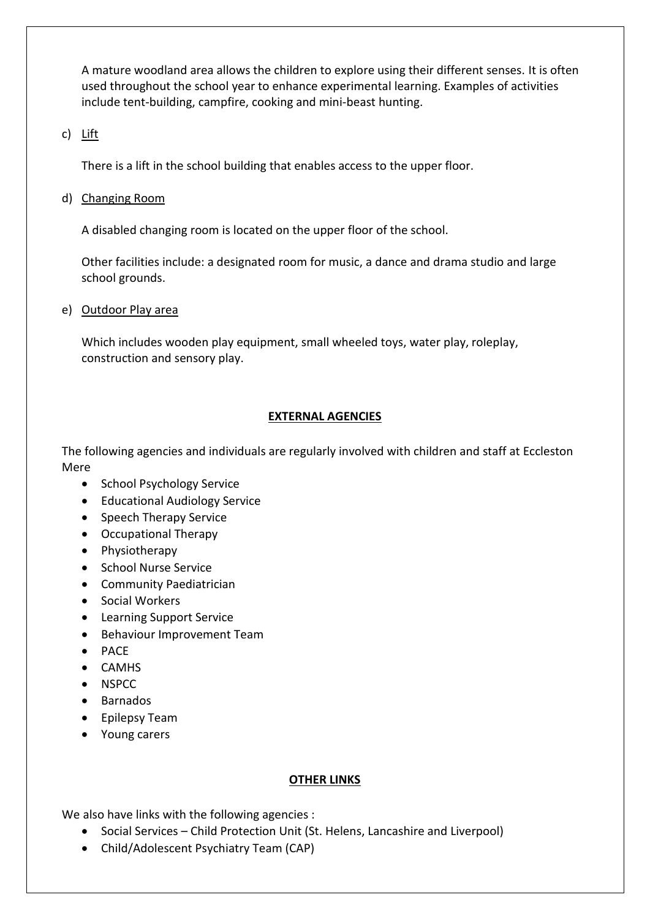A mature woodland area allows the children to explore using their different senses. It is often used throughout the school year to enhance experimental learning. Examples of activities include tent-building, campfire, cooking and mini-beast hunting.

c) Lift

There is a lift in the school building that enables access to the upper floor.

d) Changing Room

A disabled changing room is located on the upper floor of the school.

Other facilities include: a designated room for music, a dance and drama studio and large school grounds.

e) Outdoor Play area

Which includes wooden play equipment, small wheeled toys, water play, roleplay, construction and sensory play.

## EXTERNAL AGENCIES

The following agencies and individuals are regularly involved with children and staff at Eccleston Mere

- School Psychology Service
- Educational Audiology Service
- Speech Therapy Service
- Occupational Therapy
- Physiotherapy
- School Nurse Service
- Community Paediatrician
- Social Workers
- Learning Support Service
- Behaviour Improvement Team
- PACE
- CAMHS
- NSPCC
- Barnados
- Epilepsy Team
- Young carers

## OTHER LINKS

We also have links with the following agencies :

- Social Services – Child Protection Unit (St. Helens, Lancashire and Liverpool)
- Child/Adolescent Psychiatry Team (CAP)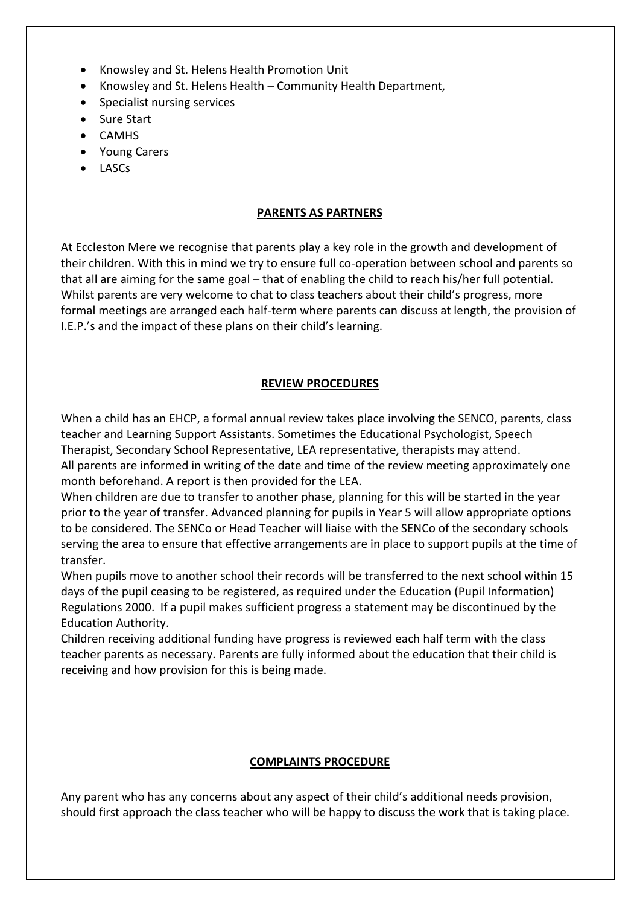- Knowsley and St. Helens Health Promotion Unit
- Knowsley and St. Helens Health – Community Health Department,
- Specialist nursing services
- Sure Start
- CAMHS
- Young Carers
- LASCs

## PARENTS AS PARTNERS

At Eccleston Mere we recognise that parents play a key role in the growth and development of their children. With this in mind we try to ensure full co-operation between school and parents so that all are aiming for the same goal – that of enabling the child to reach his/her full potential. Whilst parents are very welcome to chat to class teachers about their child's progress, more formal meetings are arranged each half-term where parents can discuss at length, the provision of I.E.P.'s and the impact of these plans on their child's learning.

## REVIEW PROCEDURES

When a child has an EHCP, a formal annual review takes place involving the SENCO, parents, class teacher and Learning Support Assistants. Sometimes the Educational Psychologist, Speech Therapist, Secondary School Representative, LEA representative, therapists may attend.
All parents are informed in writing of the date and time of the review meeting approximately one month beforehand. A report is then provided for the LEA.
When children are due to transfer to another phase, planning for this will be started in the year prior to the year of transfer. Advanced planning for pupils in Year 5 will allow appropriate options to be considered. The SENCo or Head Teacher will liaise with the SENCo of the secondary schools serving the area to ensure that effective arrangements are in place to support pupils at the time of transfer.
When pupils move to another school their records will be transferred to the next school within 15 days of the pupil ceasing to be registered, as required under the Education (Pupil Information) Regulations 2000. If a pupil makes sufficient progress a statement may be discontinued by the Education Authority.
Children receiving additional funding have progress is reviewed each half term with the class teacher parents as necessary. Parents are fully informed about the education that their child is receiving and how provision for this is being made.

## COMPLAINTS PROCEDURE

Any parent who has any concerns about any aspect of their child's additional needs provision, should first approach the class teacher who will be happy to discuss the work that is taking place.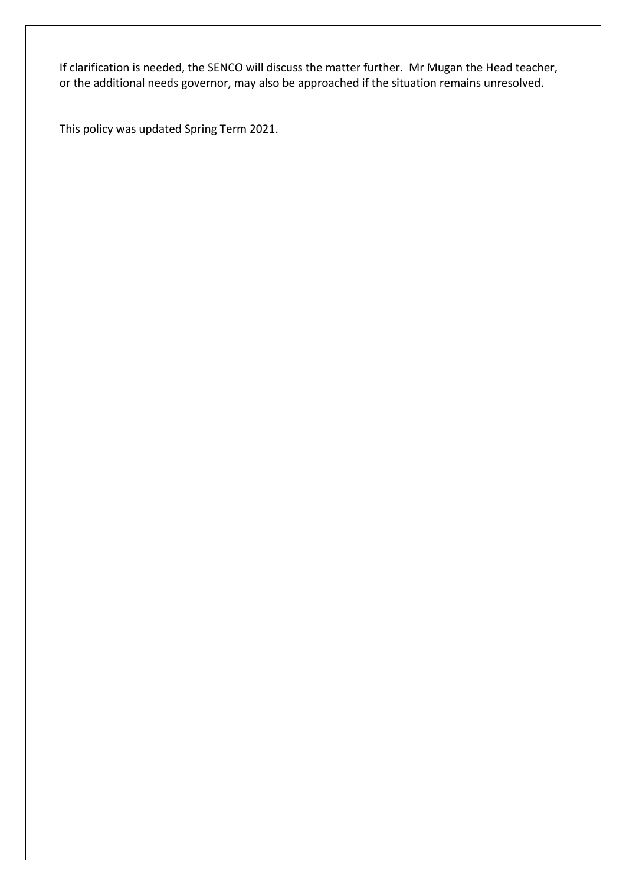If clarification is needed, the SENCO will discuss the matter further.  Mr Mugan the Head teacher, or the additional needs governor, may also be approached if the situation remains unresolved.

This policy was updated Spring Term 2021.